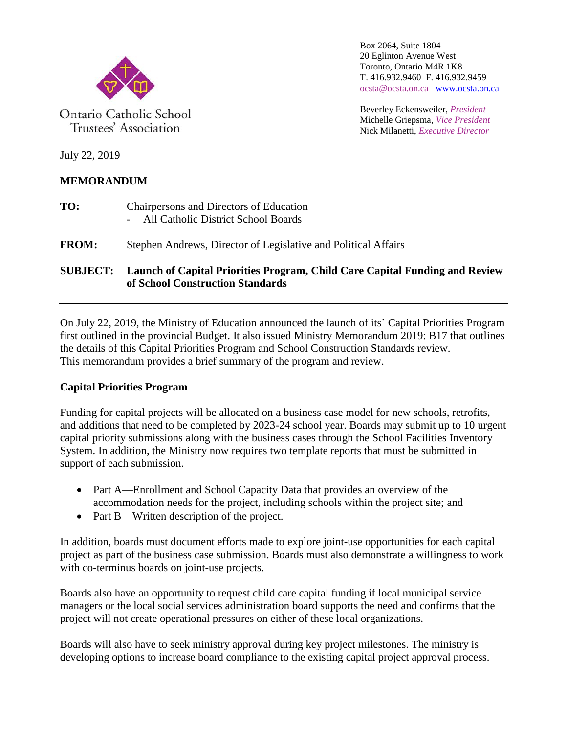Ontario Catholic School Trustees' Association

Box 2064, Suite 1804
20 Eglinton Avenue West
Toronto, Ontario M4R 1K8
T. 416.932.9460 F. 416.932.9459
ocsta@ocsta.on.ca [www.ocsta.on.ca](http://www.ocsta.on.ca)

Beverley Eckensweiler, *President*
Michelle Griepsma, *Vice President*
Nick Milanetti, *Executive Director*

July 22, 2019

**MEMORANDUM**

**TO:** Chairpersons and Directors of Education
- All Catholic District School Boards

**FROM:** Stephen Andrews, Director of Legislative and Political Affairs

**SUBJECT: Launch of Capital Priorities Program, Child Care Capital Funding and Review of School Construction Standards**

---

On July 22, 2019, the Ministry of Education announced the launch of its' Capital Priorities Program first outlined in the provincial Budget. It also issued Ministry Memorandum 2019: B17 that outlines the details of this Capital Priorities Program and School Construction Standards review. This memorandum provides a brief summary of the program and review.

**Capital Priorities Program**

Funding for capital projects will be allocated on a business case model for new schools, retrofits, and additions that need to be completed by 2023-24 school year. Boards may submit up to 10 urgent capital priority submissions along with the business cases through the School Facilities Inventory System. In addition, the Ministry now requires two template reports that must be submitted in support of each submission.

- Part A—Enrollment and School Capacity Data that provides an overview of the accommodation needs for the project, including schools within the project site; and
- Part B—Written description of the project.

In addition, boards must document efforts made to explore joint-use opportunities for each capital project as part of the business case submission. Boards must also demonstrate a willingness to work with co-terminus boards on joint-use projects.

Boards also have an opportunity to request child care capital funding if local municipal service managers or the local social services administration board supports the need and confirms that the project will not create operational pressures on either of these local organizations.

Boards will also have to seek ministry approval during key project milestones. The ministry is developing options to increase board compliance to the existing capital project approval process.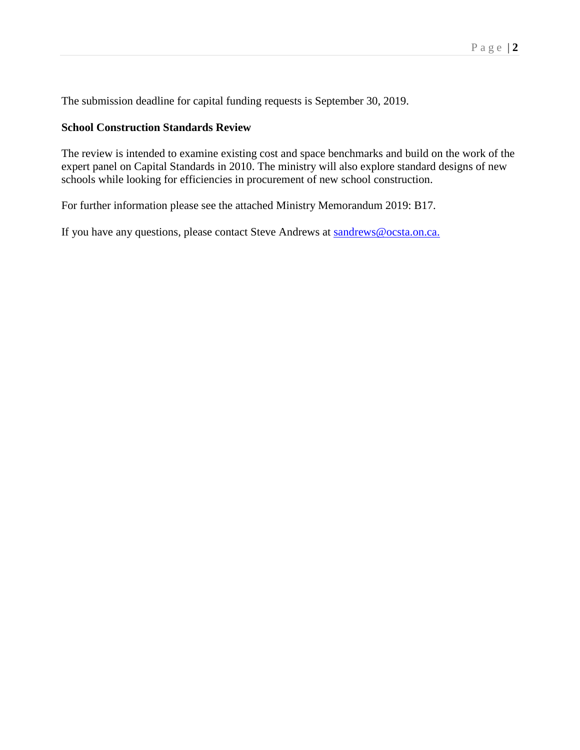The submission deadline for capital funding requests is September 30, 2019.

**School Construction Standards Review**

The review is intended to examine existing cost and space benchmarks and build on the work of the expert panel on Capital Standards in 2010. The ministry will also explore standard designs of new schools while looking for efficiencies in procurement of new school construction.

For further information please see the attached Ministry Memorandum 2019: B17.

If you have any questions, please contact Steve Andrews at sandrews@ocsta.on.ca.